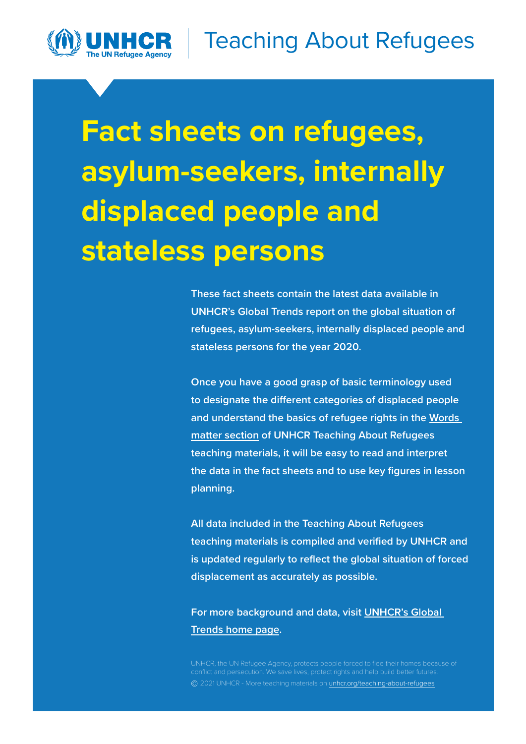UNHCR The UN Refugee Agency | Teaching About Refugees

# Fact sheets on refugees, asylum-seekers, internally displaced people and stateless persons

**These fact sheets contain the latest data available in UNHCR's Global Trends report on the global situation of refugees, asylum-seekers, internally displaced people and stateless persons for the year 2020.**

**Once you have a good grasp of basic terminology used to designate the different categories of displaced people and understand the basics of refugee rights in the Words matter section of UNHCR Teaching About Refugees teaching materials, it will be easy to read and interpret the data in the fact sheets and to use key figures in lesson planning.**

**All data included in the Teaching About Refugees teaching materials is compiled and verified by UNHCR and is updated regularly to reflect the global situation of forced displacement as accurately as possible.**

**For more background and data, visit UNHCR's Global Trends home page.**

UNHCR, the UN Refugee Agency, protects people forced to flee their homes because of conflict and persecution. We save lives, protect rights and help build better futures.
© 2021 UNHCR - More teaching materials on unhcr.org/teaching-about-refugees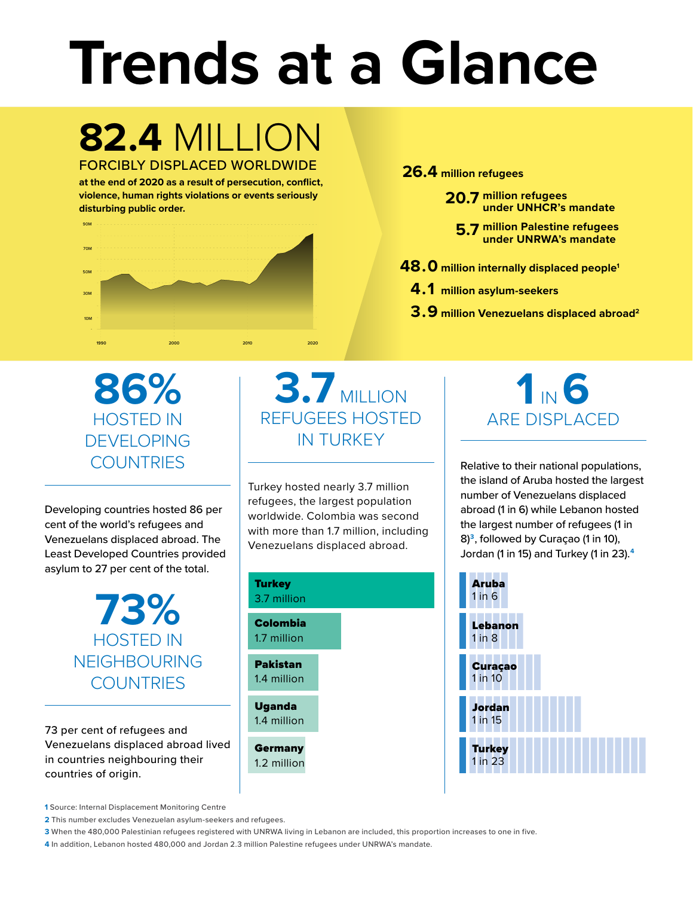# Trends at a Glance

## 82.4 MILLION

**FORCIBLY DISPLACED WORLDWIDE**

**at the end of 2020 as a result of persecution, conflict, violence, human rights violations or events seriously disturbing public order.**

- **26.4** million refugees
  - **20.7** million refugees under UNHCR's mandate
  - **5.7** million Palestine refugees under UNRWA's mandate
- **48.0** million internally displaced people[1]
- **4.1** million asylum-seekers
- **3.9** million Venezuelans displaced abroad[2]

## 86% HOSTED IN DEVELOPING COUNTRIES

Developing countries hosted 86 per cent of the world's refugees and Venezuelans displaced abroad. The Least Developed Countries provided asylum to 27 per cent of the total.

## 73% HOSTED IN NEIGHBOURING COUNTRIES

73 per cent of refugees and Venezuelans displaced abroad lived in countries neighbouring their countries of origin.

## 3.7 MILLION REFUGEES HOSTED IN TURKEY

Turkey hosted nearly 3.7 million refugees, the largest population worldwide. Colombia was second with more than 1.7 million, including Venezuelans displaced abroad.

| Country | Refugees hosted |
|---|---|
| Turkey | 3.7 million |
| Colombia | 1.7 million |
| Pakistan | 1.4 million |
| Uganda | 1.4 million |
| Germany | 1.2 million |

## 1 IN 6 ARE DISPLACED

Relative to their national populations, the island of Aruba hosted the largest number of Venezuelans displaced abroad (1 in 6) while Lebanon hosted the largest number of refugees (1 in 8)[3], followed by Curaçao (1 in 10), Jordan (1 in 15) and Turkey (1 in 23).[4]

| Country | Ratio |
|---|---|
| Aruba | 1 in 6 |
| Lebanon | 1 in 8 |
| Curaçao | 1 in 10 |
| Jordan | 1 in 15 |
| Turkey | 1 in 23 |

1 Source: Internal Displacement Monitoring Centre

2 This number excludes Venezuelan asylum-seekers and refugees.

3 When the 480,000 Palestinian refugees registered with UNRWA living in Lebanon are included, this proportion increases to one in five.

4 In addition, Lebanon hosted 480,000 and Jordan 2.3 million Palestine refugees under UNRWA's mandate.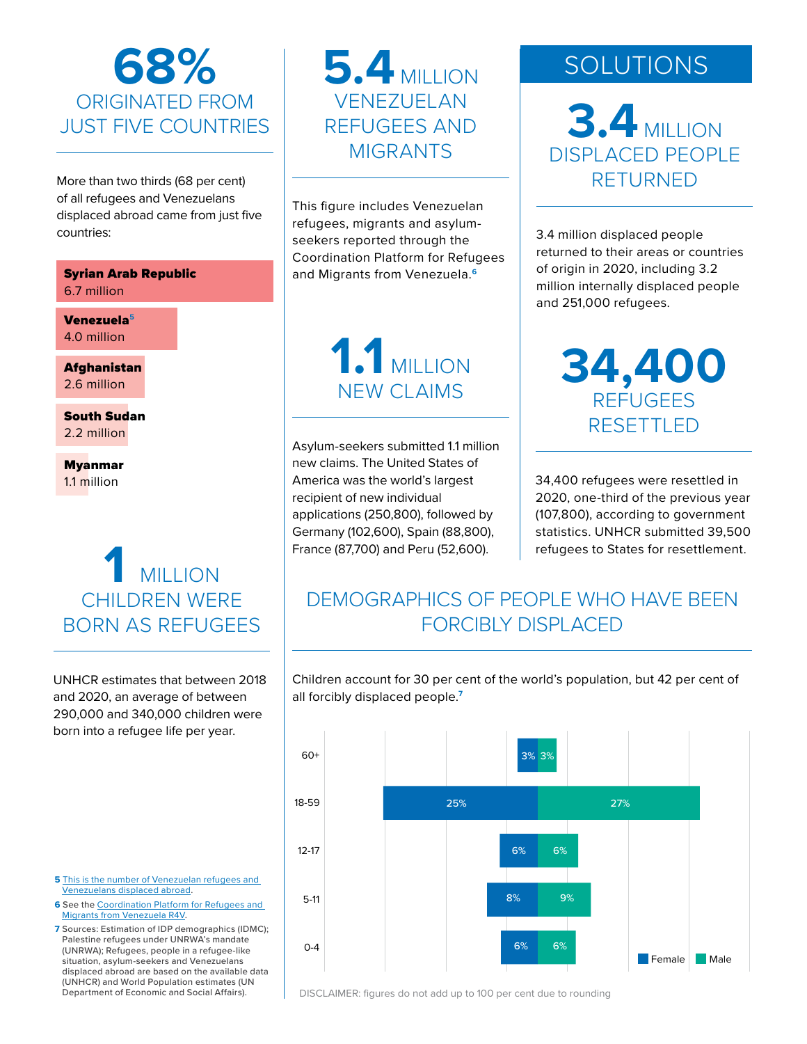# 68% ORIGINATED FROM JUST FIVE COUNTRIES

More than two thirds (68 per cent) of all refugees and Venezuelans displaced abroad came from just five countries:

**Syrian Arab Republic**
6.7 million

**Venezuela**[5]
4.0 million

**Afghanistan**
2.6 million

**South Sudan**
2.2 million

**Myanmar**
1.1 million

# 1 MILLION CHILDREN WERE BORN AS REFUGEES

UNHCR estimates that between 2018 and 2020, an average of between 290,000 and 340,000 children were born into a refugee life per year.

# 5.4 MILLION VENEZUELAN REFUGEES AND MIGRANTS

This figure includes Venezuelan refugees, migrants and asylum-seekers reported through the Coordination Platform for Refugees and Migrants from Venezuela.[6]

# 1.1 MILLION NEW CLAIMS

Asylum-seekers submitted 1.1 million new claims. The United States of America was the world's largest recipient of new individual applications (250,800), followed by Germany (102,600), Spain (88,800), France (87,700) and Peru (52,600).

## SOLUTIONS

# 3.4 MILLION DISPLACED PEOPLE RETURNED

3.4 million displaced people returned to their areas or countries of origin in 2020, including 3.2 million internally displaced people and 251,000 refugees.

# 34,400 REFUGEES RESETTLED

34,400 refugees were resettled in 2020, one-third of the previous year (107,800), according to government statistics. UNHCR submitted 39,500 refugees to States for resettlement.

## DEMOGRAPHICS OF PEOPLE WHO HAVE BEEN FORCIBLY DISPLACED

Children account for 30 per cent of the world's population, but 42 per cent of all forcibly displaced people.[7]

60+ 3% 3%
18-59 25% 27%
12-17 6% 6%
5-11 8% 9%
0-4 6% 6%
Female Male

DISCLAIMER: figures do not add up to 100 per cent due to rounding

5 This is the number of Venezuelan refugees and Venezuelans displaced abroad.

6 See the Coordination Platform for Refugees and Migrants from Venezuela R4V.

7 Sources: Estimation of IDP demographics (IDMC); Palestine refugees under UNRWA's mandate (UNRWA); Refugees, people in a refugee-like situation, asylum-seekers and Venezuelans displaced abroad are based on the available data (UNHCR) and World Population estimates (UN Department of Economic and Social Affairs).